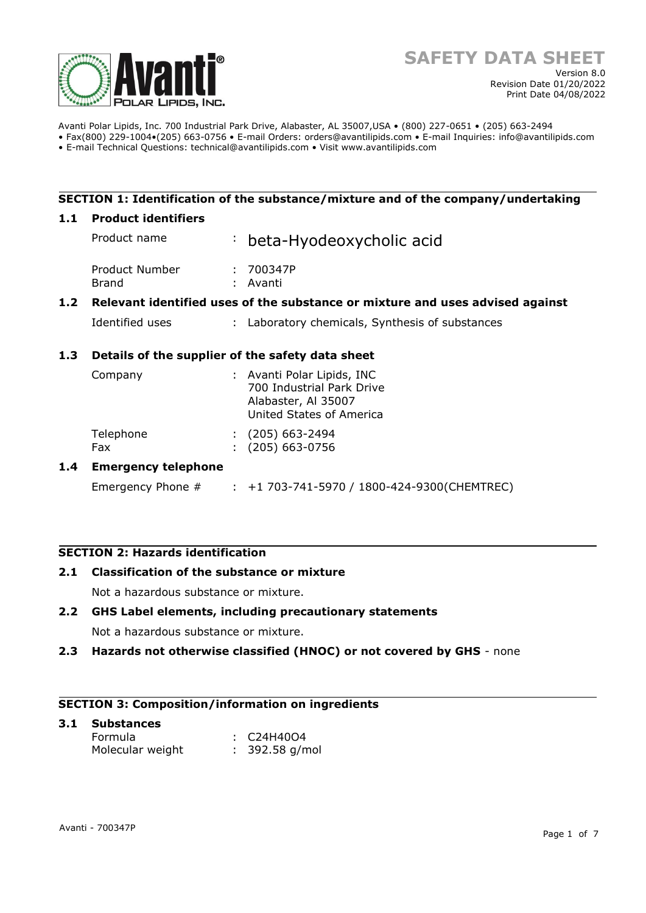# SAFETY DATA SHEET

Version 8.0
Revision Date 01/20/2022
Print Date 04/08/2022

Avanti Polar Lipids, Inc. 700 Industrial Park Drive, Alabaster, AL 35007,USA • (800) 227-0651 • (205) 663-2494
• Fax(800) 229-1004•(205) 663-0756 • E-mail Orders: orders@avantilipids.com • E-mail Inquiries: info@avantilipids.com
• E-mail Technical Questions: technical@avantilipids.com • Visit www.avantilipids.com

## SECTION 1: Identification of the substance/mixture and of the company/undertaking

### 1.1 Product identifiers

Product name : beta-Hyodeoxycholic acid

Product Number : 700347P
Brand : Avanti

### 1.2 Relevant identified uses of the substance or mixture and uses advised against

Identified uses : Laboratory chemicals, Synthesis of substances

### 1.3 Details of the supplier of the safety data sheet

Company : Avanti Polar Lipids, INC
700 Industrial Park Drive
Alabaster, Al 35007
United States of America

Telephone : (205) 663-2494
Fax : (205) 663-0756

### 1.4 Emergency telephone

Emergency Phone # : +1 703-741-5970 / 1800-424-9300(CHEMTREC)

## SECTION 2: Hazards identification

### 2.1 Classification of the substance or mixture

Not a hazardous substance or mixture.

### 2.2 GHS Label elements, including precautionary statements

Not a hazardous substance or mixture.

### 2.3 Hazards not otherwise classified (HNOC) or not covered by GHS - none

## SECTION 3: Composition/information on ingredients

### 3.1 Substances

Formula : $C_{24}H_{40}O_4$
Molecular weight : 392.58 g/mol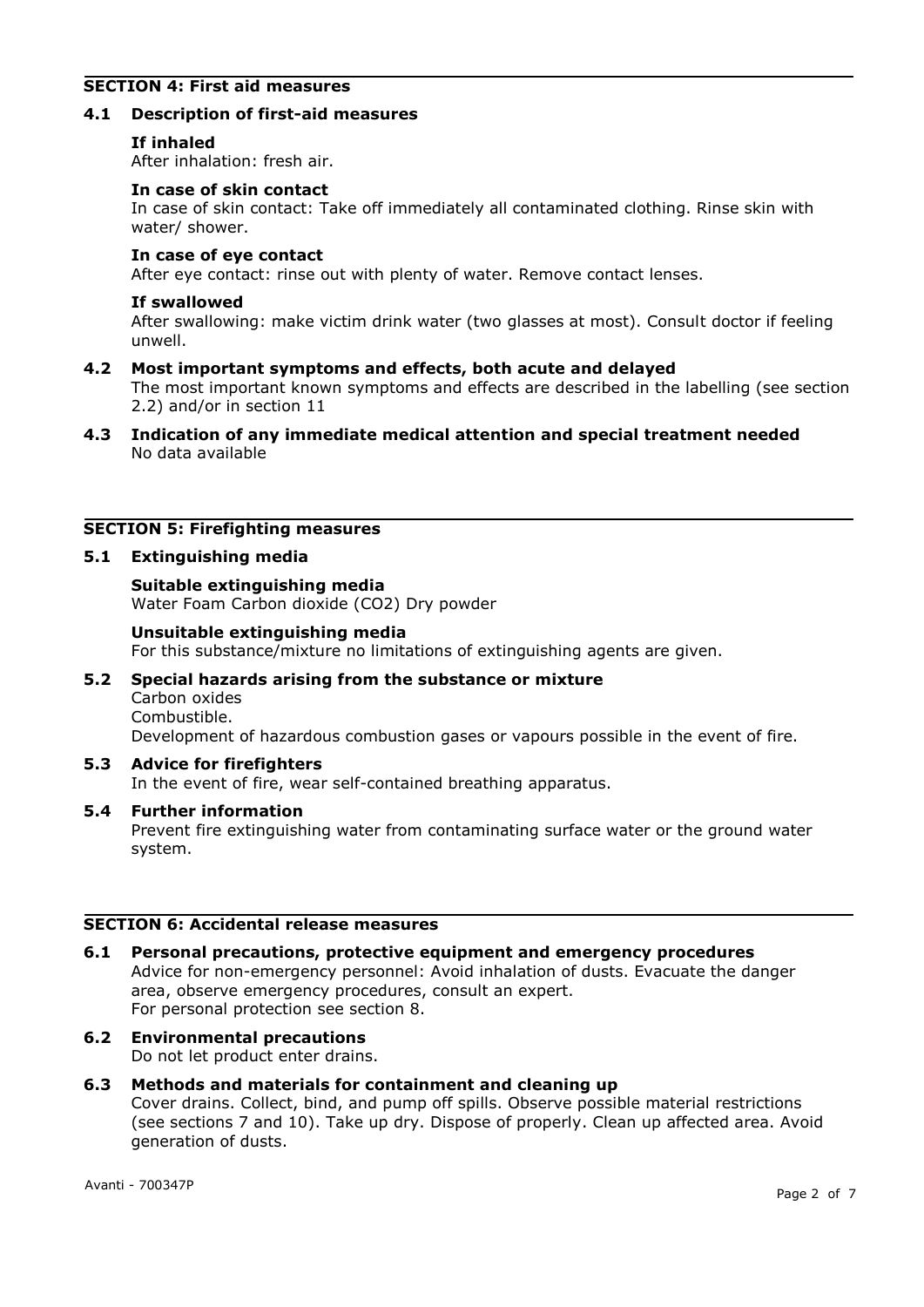## SECTION 4: First aid measures

### 4.1 Description of first-aid measures

**If inhaled**

After inhalation: fresh air.

**In case of skin contact**

In case of skin contact: Take off immediately all contaminated clothing. Rinse skin with water/ shower.

**In case of eye contact**

After eye contact: rinse out with plenty of water. Remove contact lenses.

**If swallowed**

After swallowing: make victim drink water (two glasses at most). Consult doctor if feeling unwell.

### 4.2 Most important symptoms and effects, both acute and delayed

The most important known symptoms and effects are described in the labelling (see section 2.2) and/or in section 11

### 4.3 Indication of any immediate medical attention and special treatment needed

No data available

## SECTION 5: Firefighting measures

### 5.1 Extinguishing media

**Suitable extinguishing media**

Water Foam Carbon dioxide ($CO_2$) Dry powder

**Unsuitable extinguishing media**

For this substance/mixture no limitations of extinguishing agents are given.

### 5.2 Special hazards arising from the substance or mixture

Carbon oxides
Combustible.
Development of hazardous combustion gases or vapours possible in the event of fire.

### 5.3 Advice for firefighters

In the event of fire, wear self-contained breathing apparatus.

### 5.4 Further information

Prevent fire extinguishing water from contaminating surface water or the ground water system.

## SECTION 6: Accidental release measures

### 6.1 Personal precautions, protective equipment and emergency procedures

Advice for non-emergency personnel: Avoid inhalation of dusts. Evacuate the danger area, observe emergency procedures, consult an expert.
For personal protection see section 8.

### 6.2 Environmental precautions

Do not let product enter drains.

### 6.3 Methods and materials for containment and cleaning up

Cover drains. Collect, bind, and pump off spills. Observe possible material restrictions (see sections 7 and 10). Take up dry. Dispose of properly. Clean up affected area. Avoid generation of dusts.

Avanti - 700347P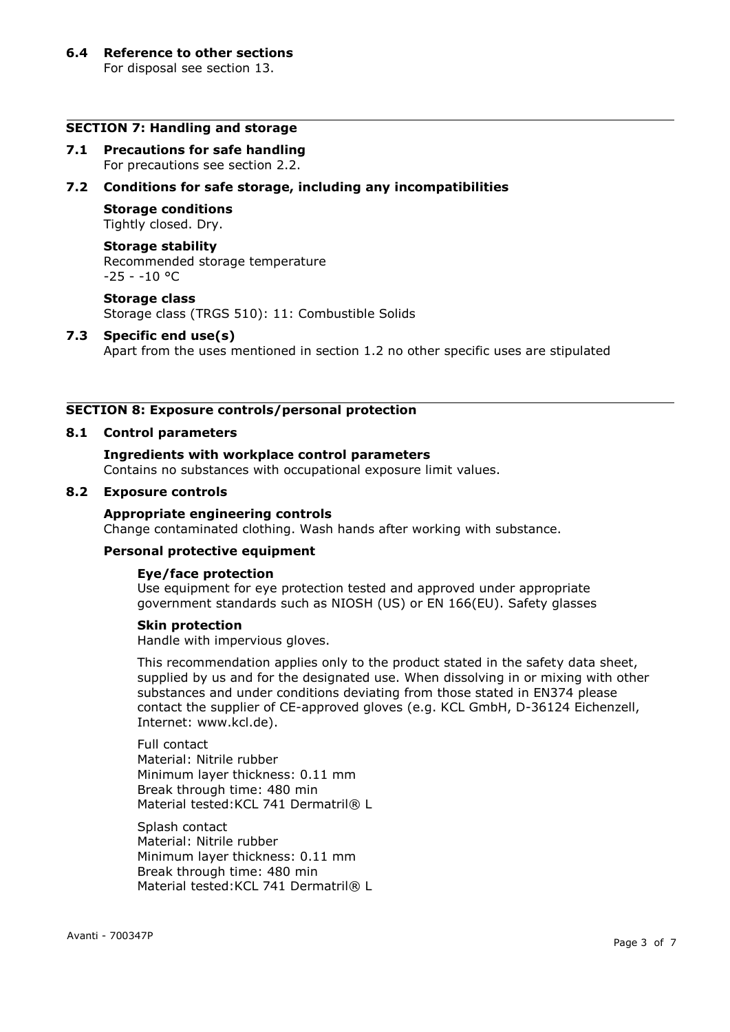### 6.4 Reference to other sections

For disposal see section 13.

## SECTION 7: Handling and storage

### 7.1 Precautions for safe handling

For precautions see section 2.2.

### 7.2 Conditions for safe storage, including any incompatibilities

**Storage conditions**

Tightly closed. Dry.

**Storage stability**

Recommended storage temperature
-25 - -10 °C

**Storage class**

Storage class (TRGS 510): 11: Combustible Solids

### 7.3 Specific end use(s)

Apart from the uses mentioned in section 1.2 no other specific uses are stipulated

## SECTION 8: Exposure controls/personal protection

### 8.1 Control parameters

**Ingredients with workplace control parameters**

Contains no substances with occupational exposure limit values.

### 8.2 Exposure controls

**Appropriate engineering controls**

Change contaminated clothing. Wash hands after working with substance.

**Personal protective equipment**

**Eye/face protection**

Use equipment for eye protection tested and approved under appropriate government standards such as NIOSH (US) or EN 166(EU). Safety glasses

**Skin protection**

Handle with impervious gloves.

This recommendation applies only to the product stated in the safety data sheet, supplied by us and for the designated use. When dissolving in or mixing with other substances and under conditions deviating from those stated in EN374 please contact the supplier of CE-approved gloves (e.g. KCL GmbH, D-36124 Eichenzell, Internet: www.kcl.de).

Full contact
Material: Nitrile rubber
Minimum layer thickness: 0.11 mm
Break through time: 480 min
Material tested:KCL 741 Dermatril® L

Splash contact
Material: Nitrile rubber
Minimum layer thickness: 0.11 mm
Break through time: 480 min
Material tested:KCL 741 Dermatril® L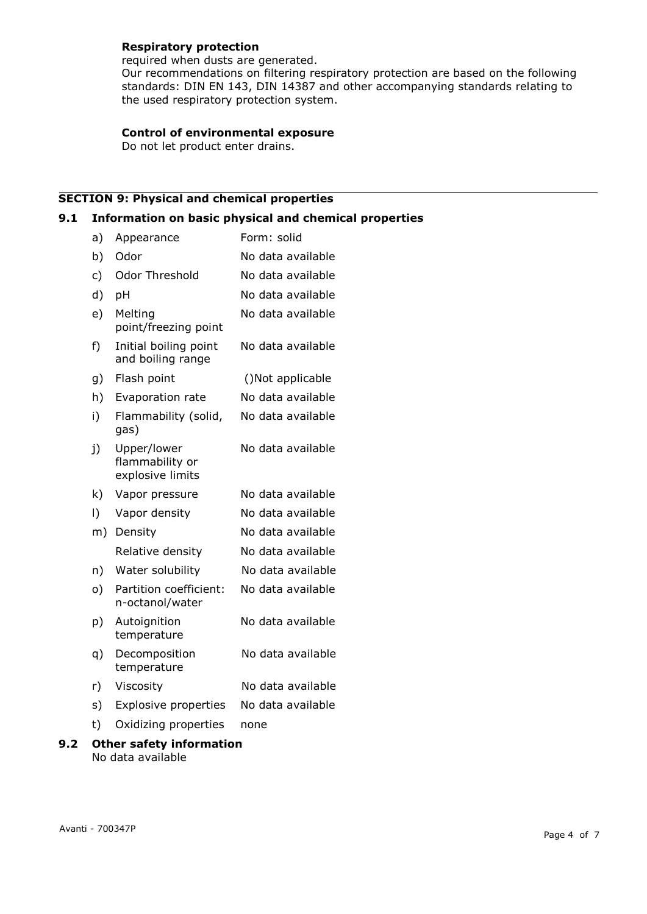**Respiratory protection**

required when dusts are generated.
Our recommendations on filtering respiratory protection are based on the following standards: DIN EN 143, DIN 14387 and other accompanying standards relating to the used respiratory protection system.

**Control of environmental exposure**

Do not let product enter drains.

## SECTION 9: Physical and chemical properties

### 9.1 Information on basic physical and chemical properties

| | | |
|---|---|---|
| a) | Appearance | Form: solid |
| b) | Odor | No data available |
| c) | Odor Threshold | No data available |
| d) | pH | No data available |
| e) | Melting point/freezing point | No data available |
| f) | Initial boiling point and boiling range | No data available |
| g) | Flash point | ()Not applicable |
| h) | Evaporation rate | No data available |
| i) | Flammability (solid, gas) | No data available |
| j) | Upper/lower flammability or explosive limits | No data available |
| k) | Vapor pressure | No data available |
| l) | Vapor density | No data available |
| m) | Density | No data available |
| | Relative density | No data available |
| n) | Water solubility | No data available |
| o) | Partition coefficient: n-octanol/water | No data available |
| p) | Autoignition temperature | No data available |
| q) | Decomposition temperature | No data available |
| r) | Viscosity | No data available |
| s) | Explosive properties | No data available |
| t) | Oxidizing properties | none |

### 9.2 Other safety information

No data available

Avanti - 700347P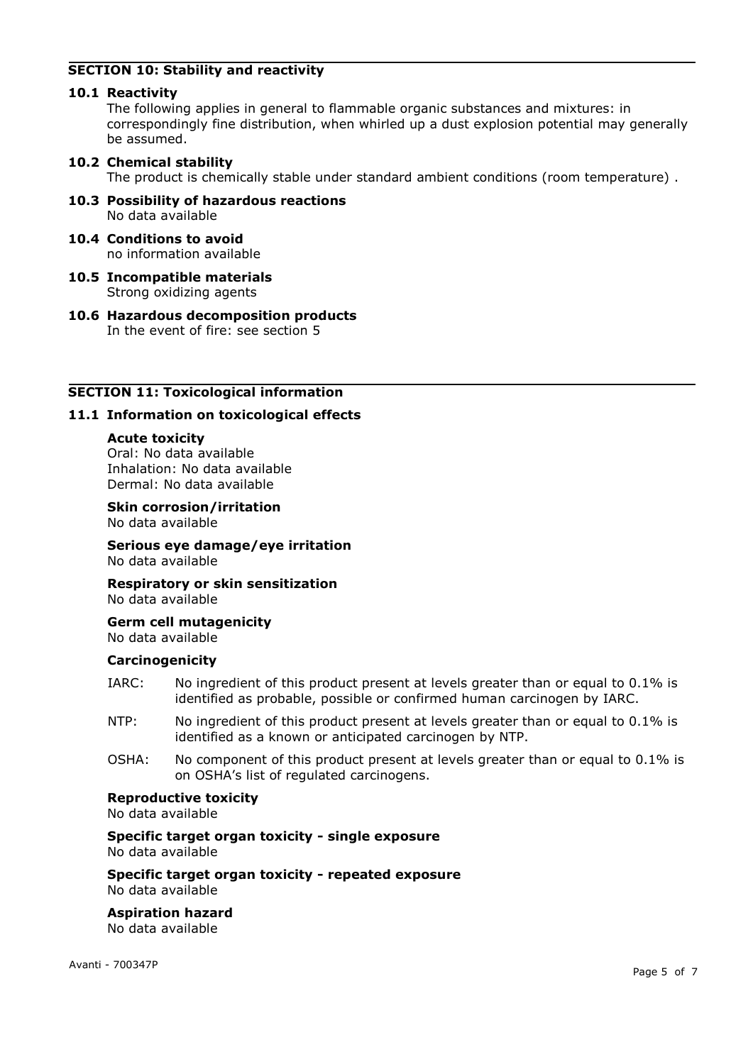## SECTION 10: Stability and reactivity

### 10.1 Reactivity

The following applies in general to flammable organic substances and mixtures: in correspondingly fine distribution, when whirled up a dust explosion potential may generally be assumed.

### 10.2 Chemical stability

The product is chemically stable under standard ambient conditions (room temperature) .

### 10.3 Possibility of hazardous reactions

No data available

### 10.4 Conditions to avoid

no information available

### 10.5 Incompatible materials

Strong oxidizing agents

### 10.6 Hazardous decomposition products

In the event of fire: see section 5

## SECTION 11: Toxicological information

### 11.1 Information on toxicological effects

**Acute toxicity**

Oral: No data available
Inhalation: No data available
Dermal: No data available

**Skin corrosion/irritation**

No data available

**Serious eye damage/eye irritation**

No data available

**Respiratory or skin sensitization**

No data available

**Germ cell mutagenicity**

No data available

**Carcinogenicity**

IARC: No ingredient of this product present at levels greater than or equal to 0.1% is identified as probable, possible or confirmed human carcinogen by IARC.

NTP: No ingredient of this product present at levels greater than or equal to 0.1% is identified as a known or anticipated carcinogen by NTP.

OSHA: No component of this product present at levels greater than or equal to 0.1% is on OSHA's list of regulated carcinogens.

**Reproductive toxicity**

No data available

**Specific target organ toxicity - single exposure**

No data available

**Specific target organ toxicity - repeated exposure**

No data available

**Aspiration hazard**

No data available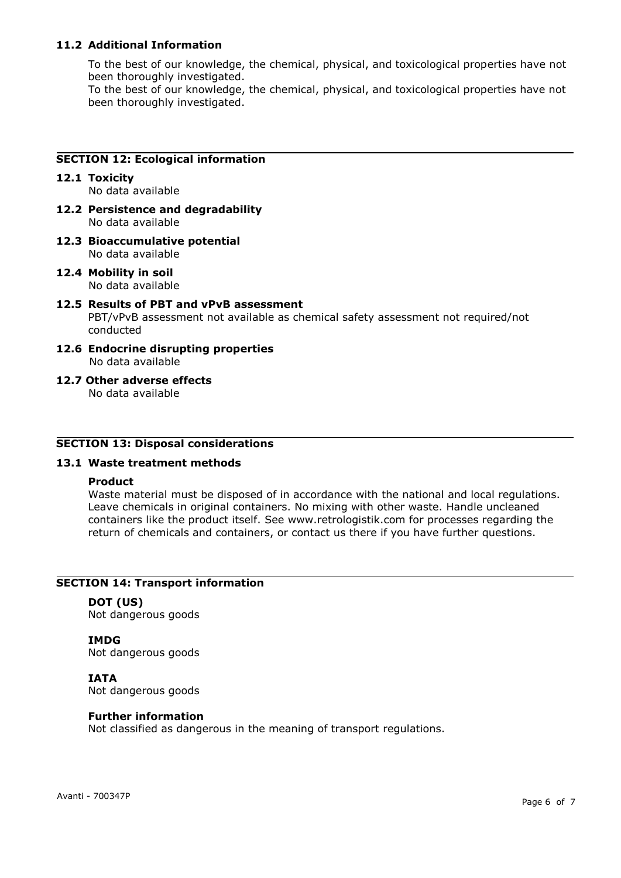### 11.2 Additional Information

To the best of our knowledge, the chemical, physical, and toxicological properties have not been thoroughly investigated.
To the best of our knowledge, the chemical, physical, and toxicological properties have not been thoroughly investigated.

## SECTION 12: Ecological information

### 12.1 Toxicity
No data available

### 12.2 Persistence and degradability
No data available

### 12.3 Bioaccumulative potential
No data available

### 12.4 Mobility in soil
No data available

### 12.5 Results of PBT and vPvB assessment
PBT/vPvB assessment not available as chemical safety assessment not required/not conducted

### 12.6 Endocrine disrupting properties
No data available

### 12.7 Other adverse effects
No data available

## SECTION 13: Disposal considerations

### 13.1 Waste treatment methods

**Product**

Waste material must be disposed of in accordance with the national and local regulations. Leave chemicals in original containers. No mixing with other waste. Handle uncleaned containers like the product itself. See www.retrologistik.com for processes regarding the return of chemicals and containers, or contact us there if you have further questions.

## SECTION 14: Transport information

**DOT (US)**
Not dangerous goods

**IMDG**
Not dangerous goods

**IATA**
Not dangerous goods

**Further information**
Not classified as dangerous in the meaning of transport regulations.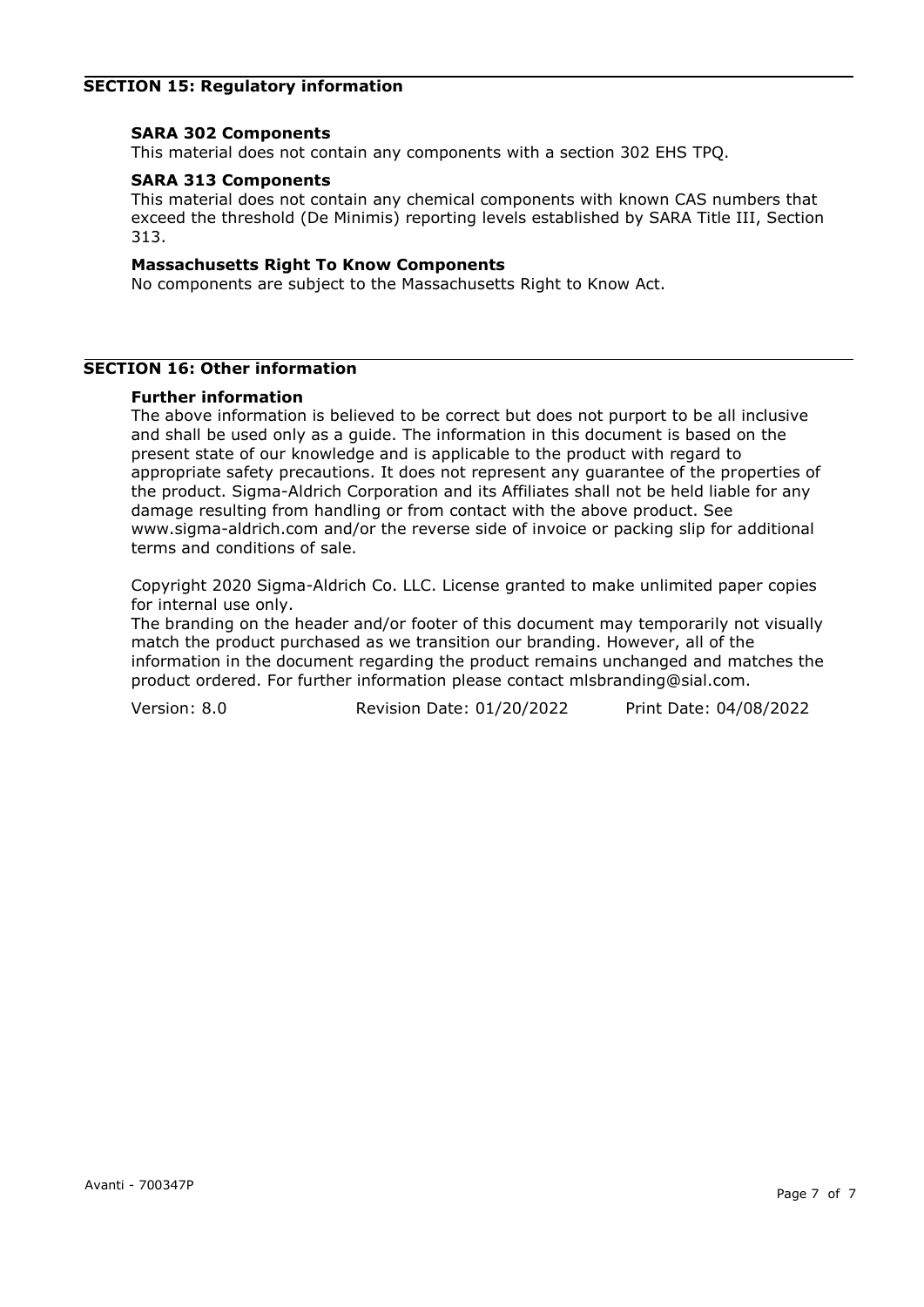## SECTION 15: Regulatory information

### SARA 302 Components

This material does not contain any components with a section 302 EHS TPQ.

### SARA 313 Components

This material does not contain any chemical components with known CAS numbers that exceed the threshold (De Minimis) reporting levels established by SARA Title III, Section 313.

### Massachusetts Right To Know Components

No components are subject to the Massachusetts Right to Know Act.

## SECTION 16: Other information

### Further information

The above information is believed to be correct but does not purport to be all inclusive and shall be used only as a guide. The information in this document is based on the present state of our knowledge and is applicable to the product with regard to appropriate safety precautions. It does not represent any guarantee of the properties of the product. Sigma-Aldrich Corporation and its Affiliates shall not be held liable for any damage resulting from handling or from contact with the above product. See www.sigma-aldrich.com and/or the reverse side of invoice or packing slip for additional terms and conditions of sale.

Copyright 2020 Sigma-Aldrich Co. LLC. License granted to make unlimited paper copies for internal use only.
The branding on the header and/or footer of this document may temporarily not visually match the product purchased as we transition our branding. However, all of the information in the document regarding the product remains unchanged and matches the product ordered. For further information please contact mlsbranding@sial.com.

Version: 8.0 Revision Date: 01/20/2022 Print Date: 04/08/2022